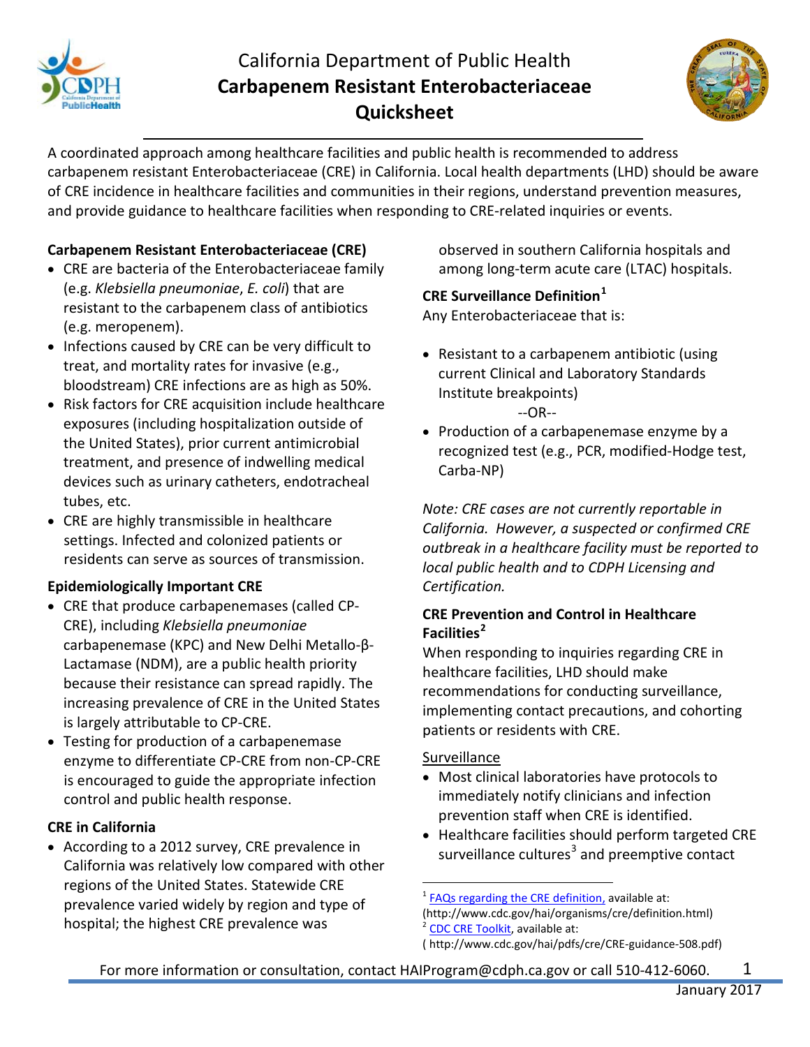# California Department of Public Health
## Carbapenem Resistant Enterobacteriaceae Quicksheet

A coordinated approach among healthcare facilities and public health is recommended to address carbapenem resistant Enterobacteriaceae (CRE) in California. Local health departments (LHD) should be aware of CRE incidence in healthcare facilities and communities in their regions, understand prevention measures, and provide guidance to healthcare facilities when responding to CRE-related inquiries or events.

### Carbapenem Resistant Enterobacteriaceae (CRE)

- CRE are bacteria of the Enterobacteriaceae family (e.g. *Klebsiella pneumoniae*, *E. coli*) that are resistant to the carbapenem class of antibiotics (e.g. meropenem).
- Infections caused by CRE can be very difficult to treat, and mortality rates for invasive (e.g., bloodstream) CRE infections are as high as 50%.
- Risk factors for CRE acquisition include healthcare exposures (including hospitalization outside of the United States), prior current antimicrobial treatment, and presence of indwelling medical devices such as urinary catheters, endotracheal tubes, etc.
- CRE are highly transmissible in healthcare settings. Infected and colonized patients or residents can serve as sources of transmission.

### Epidemiologically Important CRE

- CRE that produce carbapenemases (called CP-CRE), including *Klebsiella pneumoniae* carbapenemase (KPC) and New Delhi Metallo-β-Lactamase (NDM), are a public health priority because their resistance can spread rapidly. The increasing prevalence of CRE in the United States is largely attributable to CP-CRE.
- Testing for production of a carbapenemase enzyme to differentiate CP-CRE from non-CP-CRE is encouraged to guide the appropriate infection control and public health response.

### CRE in California

- According to a 2012 survey, CRE prevalence in California was relatively low compared with other regions of the United States. Statewide CRE prevalence varied widely by region and type of hospital; the highest CRE prevalence was observed in southern California hospitals and among long-term acute care (LTAC) hospitals.

### CRE Surveillance Definition[1]

Any Enterobacteriaceae that is:

- Resistant to a carbapenem antibiotic (using current Clinical and Laboratory Standards Institute breakpoints)

  --OR--

- Production of a carbapenemase enzyme by a recognized test (e.g., PCR, modified-Hodge test, Carba-NP)

*Note: CRE cases are not currently reportable in California. However, a suspected or confirmed CRE outbreak in a healthcare facility must be reported to local public health and to CDPH Licensing and Certification.*

### CRE Prevention and Control in Healthcare Facilities[2]

When responding to inquiries regarding CRE in healthcare facilities, LHD should make recommendations for conducting surveillance, implementing contact precautions, and cohorting patients or residents with CRE.

<u>Surveillance</u>

- Most clinical laboratories have protocols to immediately notify clinicians and infection prevention staff when CRE is identified.
- Healthcare facilities should perform targeted CRE surveillance cultures[3] and preemptive contact

---

[1] FAQs regarding the CRE definition, available at: (http://www.cdc.gov/hai/organisms/cre/definition.html)

[2] CDC CRE Toolkit, available at: ( http://www.cdc.gov/hai/pdfs/cre/CRE-guidance-508.pdf)

For more information or consultation, contact HAIProgram@cdph.ca.gov or call 510-412-6060.

January 2017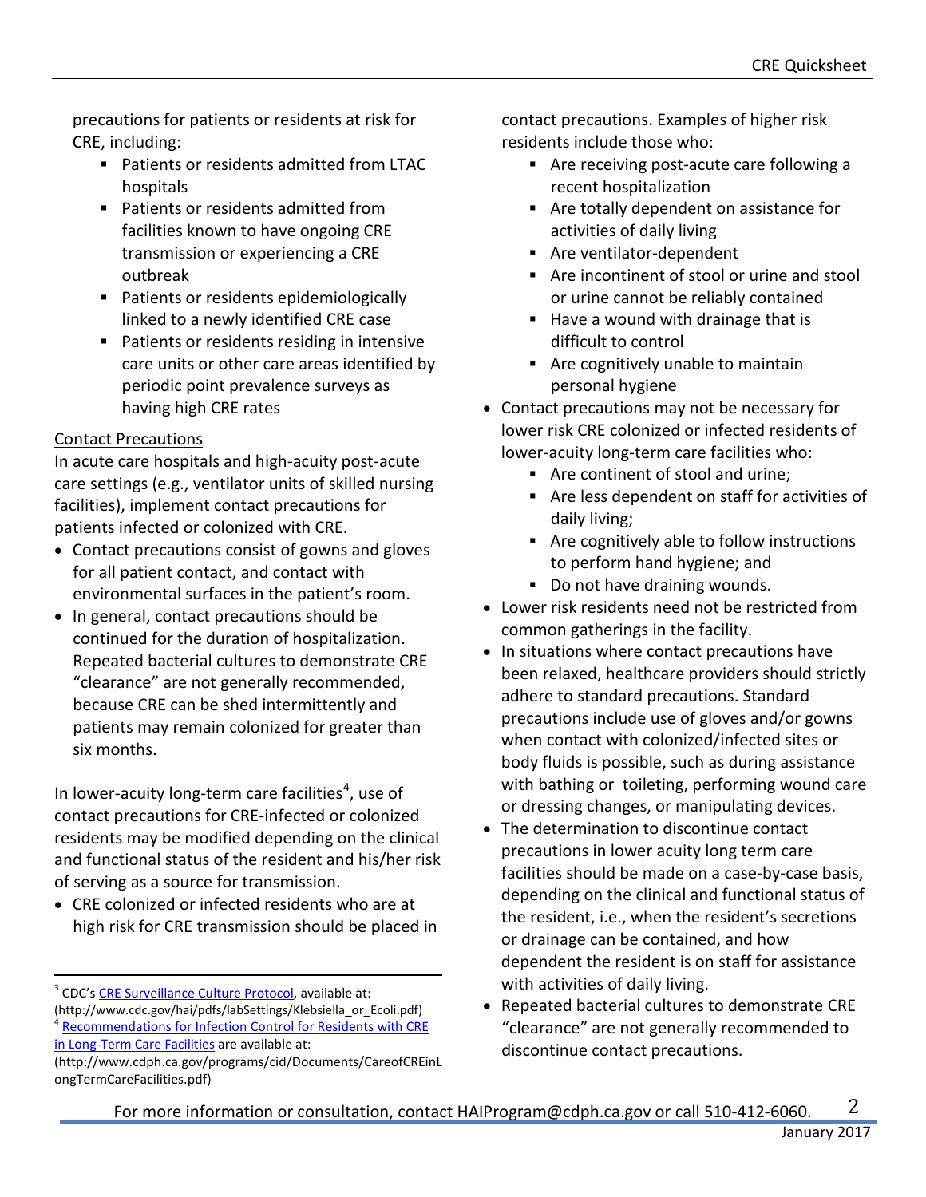precautions for patients or residents at risk for CRE, including:

- Patients or residents admitted from LTAC hospitals
- Patients or residents admitted from facilities known to have ongoing CRE transmission or experiencing a CRE outbreak
- Patients or residents epidemiologically linked to a newly identified CRE case
- Patients or residents residing in intensive care units or other care areas identified by periodic point prevalence surveys as having high CRE rates

Contact Precautions

In acute care hospitals and high-acuity post-acute care settings (e.g., ventilator units of skilled nursing facilities), implement contact precautions for patients infected or colonized with CRE.

- Contact precautions consist of gowns and gloves for all patient contact, and contact with environmental surfaces in the patient's room.
- In general, contact precautions should be continued for the duration of hospitalization. Repeated bacterial cultures to demonstrate CRE "clearance" are not generally recommended, because CRE can be shed intermittently and patients may remain colonized for greater than six months.

In lower-acuity long-term care facilities[4], use of contact precautions for CRE-infected or colonized residents may be modified depending on the clinical and functional status of the resident and his/her risk of serving as a source for transmission.

- CRE colonized or infected residents who are at high risk for CRE transmission should be placed in contact precautions. Examples of higher risk residents include those who:
  - Are receiving post-acute care following a recent hospitalization
  - Are totally dependent on assistance for activities of daily living
  - Are ventilator-dependent
  - Are incontinent of stool or urine and stool or urine cannot be reliably contained
  - Have a wound with drainage that is difficult to control
  - Are cognitively unable to maintain personal hygiene
- Contact precautions may not be necessary for lower risk CRE colonized or infected residents of lower-acuity long-term care facilities who:
  - Are continent of stool and urine;
  - Are less dependent on staff for activities of daily living;
  - Are cognitively able to follow instructions to perform hand hygiene; and
  - Do not have draining wounds.
- Lower risk residents need not be restricted from common gatherings in the facility.
- In situations where contact precautions have been relaxed, healthcare providers should strictly adhere to standard precautions. Standard precautions include use of gloves and/or gowns when contact with colonized/infected sites or body fluids is possible, such as during assistance with bathing or toileting, performing wound care or dressing changes, or manipulating devices.
- The determination to discontinue contact precautions in lower acuity long term care facilities should be made on a case-by-case basis, depending on the clinical and functional status of the resident, i.e., when the resident's secretions or drainage can be contained, and how dependent the resident is on staff for assistance with activities of daily living.
- Repeated bacterial cultures to demonstrate CRE "clearance" are not generally recommended to discontinue contact precautions.

---

[3] CDC's CRE Surveillance Culture Protocol, available at: (http://www.cdc.gov/hai/pdfs/labSettings/Klebsiella_or_Ecoli.pdf)

[4] Recommendations for Infection Control for Residents with CRE in Long-Term Care Facilities are available at: (http://www.cdph.ca.gov/programs/cid/Documents/CareofCREinLongTermCareFacilities.pdf)

For more information or consultation, contact HAIProgram@cdph.ca.gov or call 510-412-6060.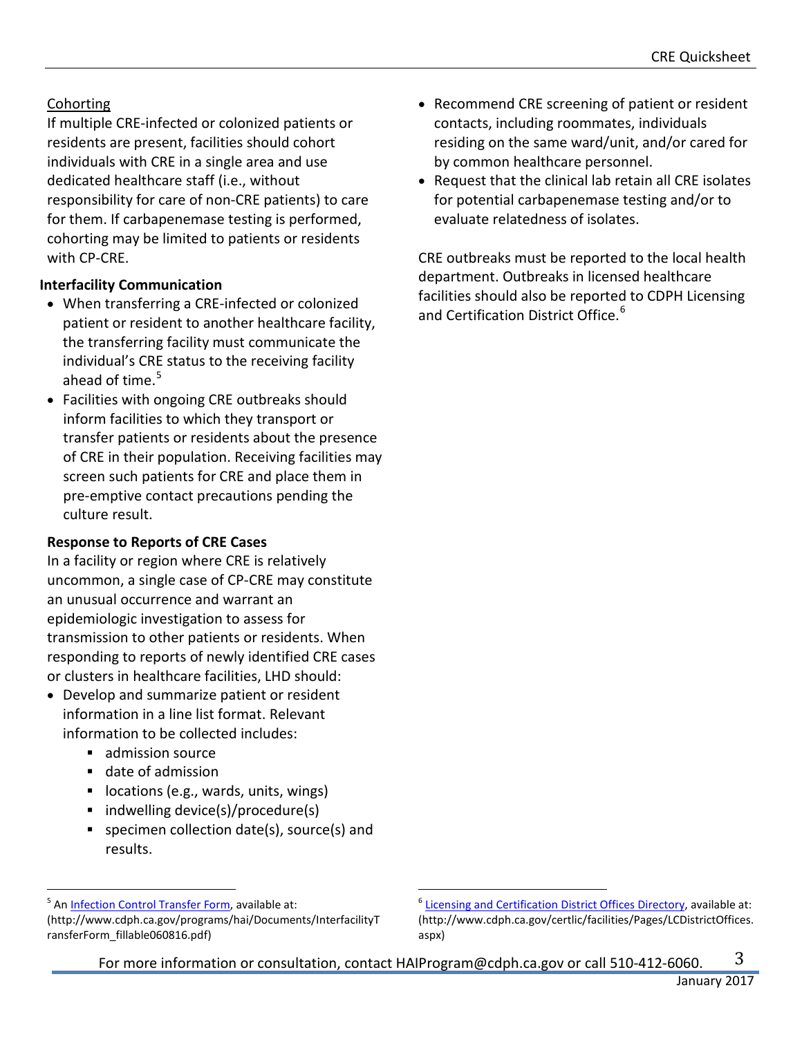Cohorting

If multiple CRE-infected or colonized patients or residents are present, facilities should cohort individuals with CRE in a single area and use dedicated healthcare staff (i.e., without responsibility for care of non-CRE patients) to care for them. If carbapenemase testing is performed, cohorting may be limited to patients or residents with CP-CRE.

**Interfacility Communication**

- When transferring a CRE-infected or colonized patient or resident to another healthcare facility, the transferring facility must communicate the individual's CRE status to the receiving facility ahead of time.[5]
- Facilities with ongoing CRE outbreaks should inform facilities to which they transport or transfer patients or residents about the presence of CRE in their population. Receiving facilities may screen such patients for CRE and place them in pre-emptive contact precautions pending the culture result.

**Response to Reports of CRE Cases**

In a facility or region where CRE is relatively uncommon, a single case of CP-CRE may constitute an unusual occurrence and warrant an epidemiologic investigation to assess for transmission to other patients or residents. When responding to reports of newly identified CRE cases or clusters in healthcare facilities, LHD should:

- Develop and summarize patient or resident information in a line list format. Relevant information to be collected includes:
    - admission source
    - date of admission
    - locations (e.g., wards, units, wings)
    - indwelling device(s)/procedure(s)
    - specimen collection date(s), source(s) and results.
- Recommend CRE screening of patient or resident contacts, including roommates, individuals residing on the same ward/unit, and/or cared for by common healthcare personnel.
- Request that the clinical lab retain all CRE isolates for potential carbapenemase testing and/or to evaluate relatedness of isolates.

CRE outbreaks must be reported to the local health department. Outbreaks in licensed healthcare facilities should also be reported to CDPH Licensing and Certification District Office.[6]

[5] An Infection Control Transfer Form, available at: (http://www.cdph.ca.gov/programs/hai/Documents/InterfacilityTransferForm_fillable060816.pdf)

[6] Licensing and Certification District Offices Directory, available at: (http://www.cdph.ca.gov/certlic/facilities/Pages/LCDistrictOffices.aspx)

For more information or consultation, contact HAIProgram@cdph.ca.gov or call 510-412-6060.